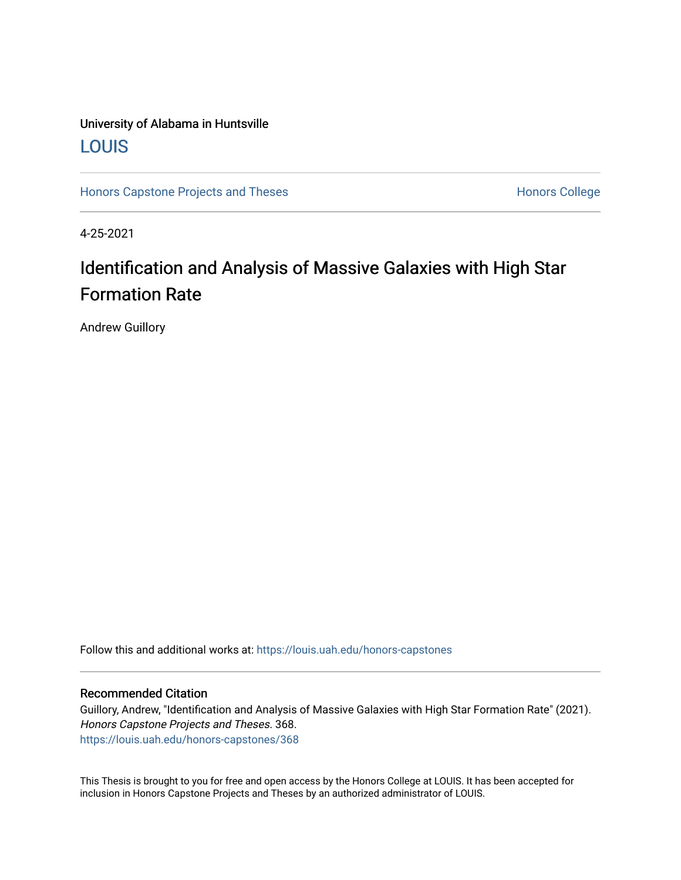University of Alabama in Huntsville

LOUIS

Honors Capstone Projects and Theses

Honors College

4-25-2021

# Identification and Analysis of Massive Galaxies with High Star Formation Rate

Andrew Guillory

Follow this and additional works at: https://louis.uah.edu/honors-capstones

## Recommended Citation

Guillory, Andrew, "Identification and Analysis of Massive Galaxies with High Star Formation Rate" (2021). *Honors Capstone Projects and Theses*. 368.
https://louis.uah.edu/honors-capstones/368

This Thesis is brought to you for free and open access by the Honors College at LOUIS. It has been accepted for inclusion in Honors Capstone Projects and Theses by an authorized administrator of LOUIS.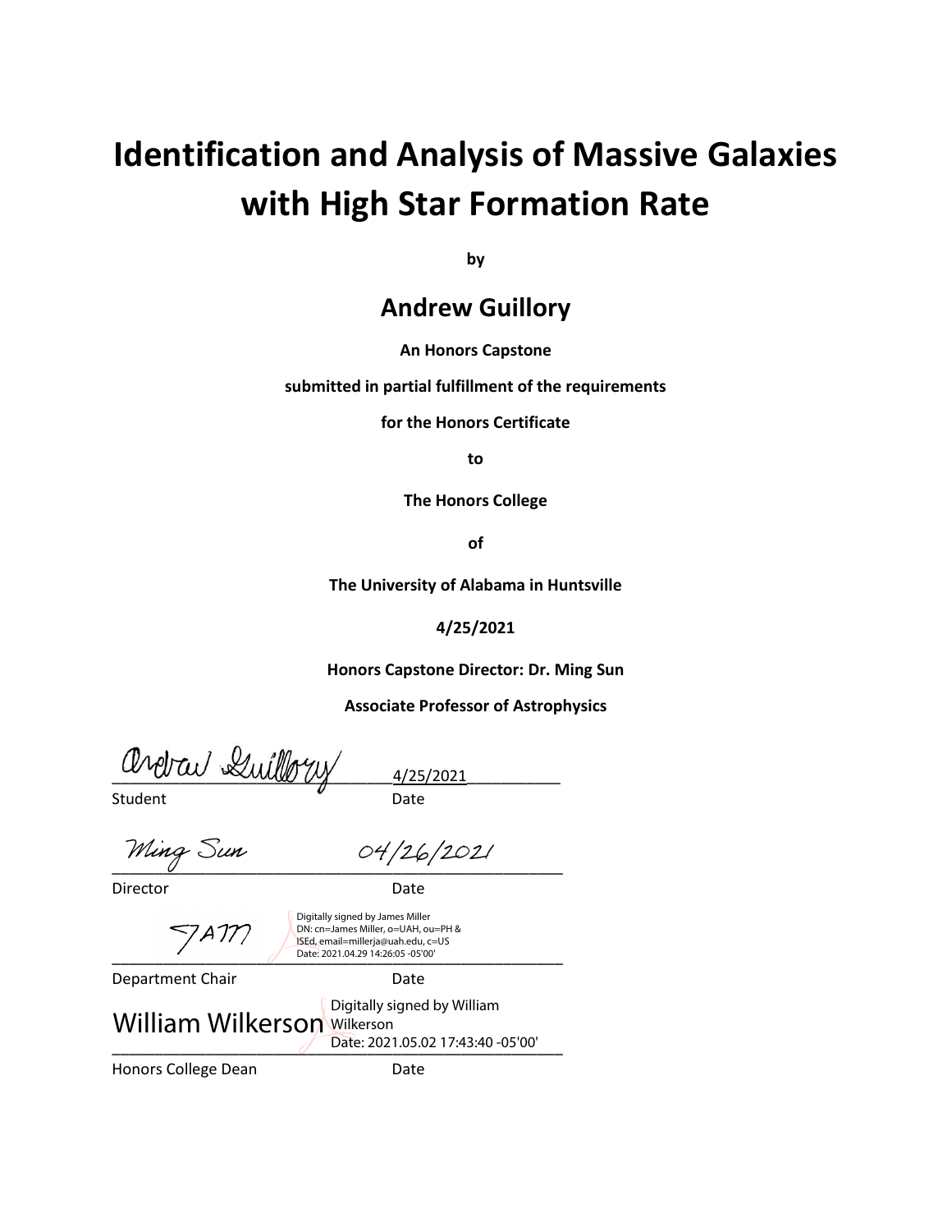# Identification and Analysis of Massive Galaxies with High Star Formation Rate

**by**

## Andrew Guillory

**An Honors Capstone**

**submitted in partial fulfillment of the requirements**

**for the Honors Certificate**

**to**

**The Honors College**

**of**

**The University of Alabama in Huntsville**

**4/25/2021**

**Honors Capstone Director: Dr. Ming Sun**

**Associate Professor of Astrophysics**

Andrew Guillory ______________________ 4/25/2021 __________

Student Date

Ming Sun ______________________ 04/26/2021

Director Date

JAM Digitally signed by James Miller
DN: cn=James Miller, o=UAH, ou=PH & ISEd, email=millerja@uah.edu, c=US
Date: 2021.04.29 14:26:05 -05'00'

Department Chair Date

William Wilkerson Digitally signed by William Wilkerson
Date: 2021.05.02 17:43:40 -05'00'

Honors College Dean Date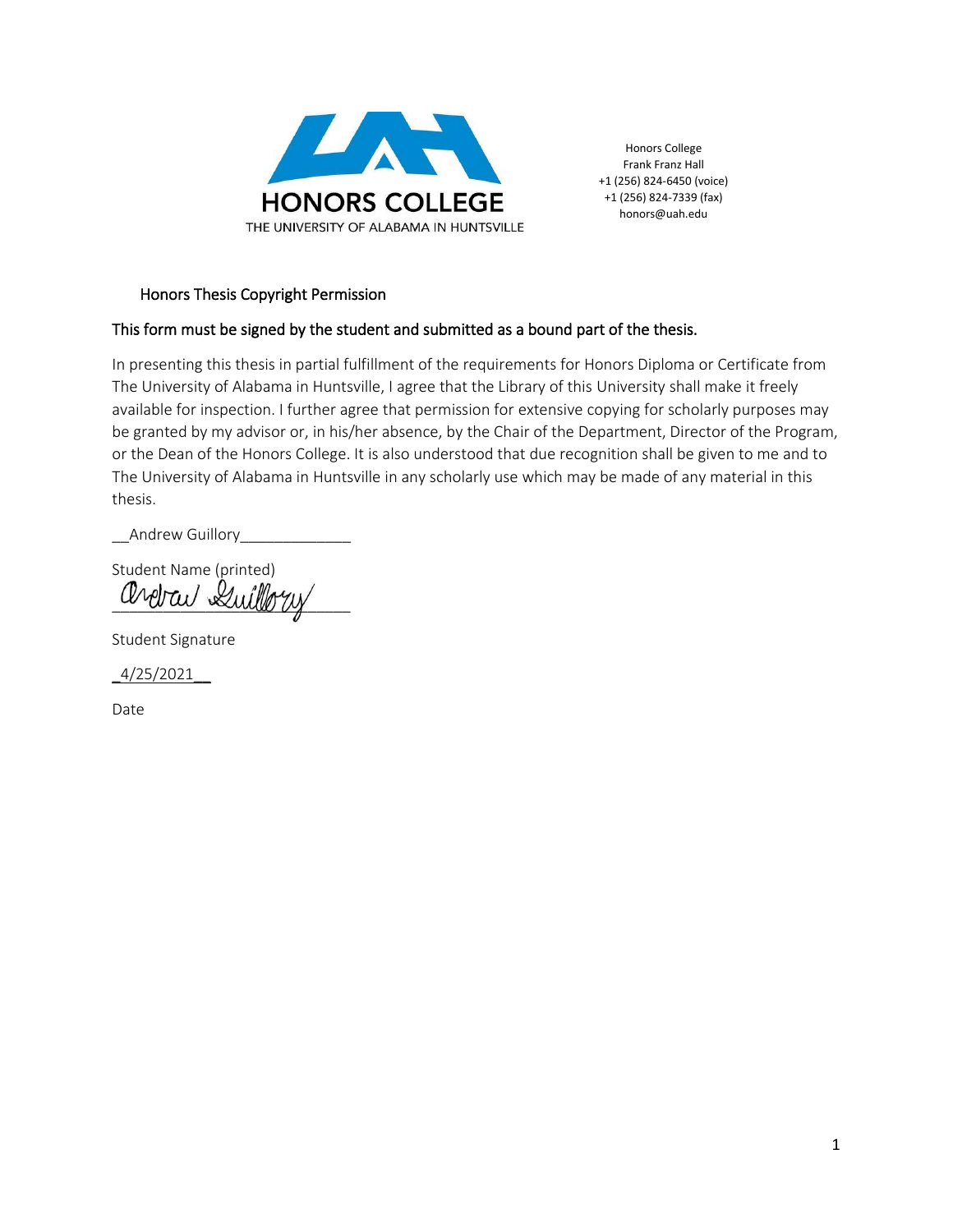**HONORS COLLEGE**
THE UNIVERSITY OF ALABAMA IN HUNTSVILLE

Honors College
Frank Franz Hall
+1 (256) 824-6450 (voice)
+1 (256) 824-7339 (fax)
honors@uah.edu

## Honors Thesis Copyright Permission

### This form must be signed by the student and submitted as a bound part of the thesis.

In presenting this thesis in partial fulfillment of the requirements for Honors Diploma or Certificate from The University of Alabama in Huntsville, I agree that the Library of this University shall make it freely available for inspection. I further agree that permission for extensive copying for scholarly purposes may be granted by my advisor or, in his/her absence, by the Chair of the Department, Director of the Program, or the Dean of the Honors College. It is also understood that due recognition shall be given to me and to The University of Alabama in Huntsville in any scholarly use which may be made of any material in this thesis.

__Andrew Guillory_____________

Student Name (printed)

Andrew Guillory

Student Signature

_4/25/2021__

Date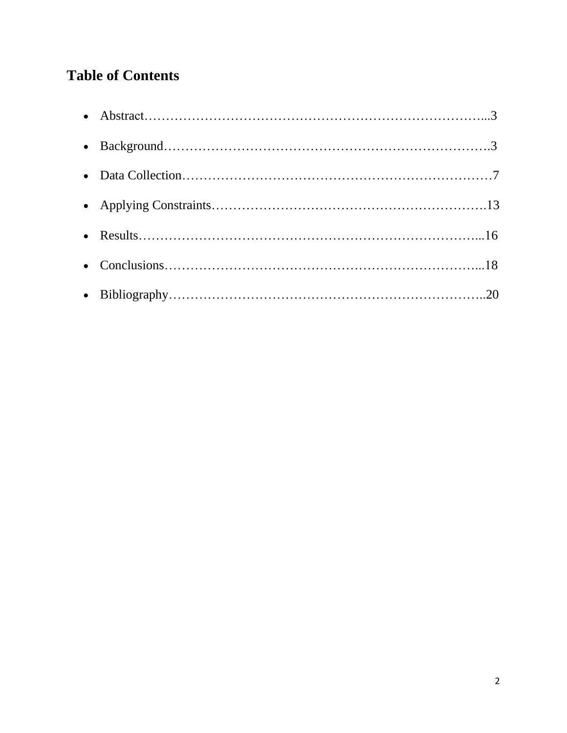## Table of Contents

- Abstract……………………………………………………………………...3
- Background………………………………………………………………….3
- Data Collection………………………………………………………………7
- Applying Constraints……………………………………………………….13
- Results……………………………………………………………………...16
- Conclusions………………………………………………………………...18
- Bibliography………………………………………………………………..20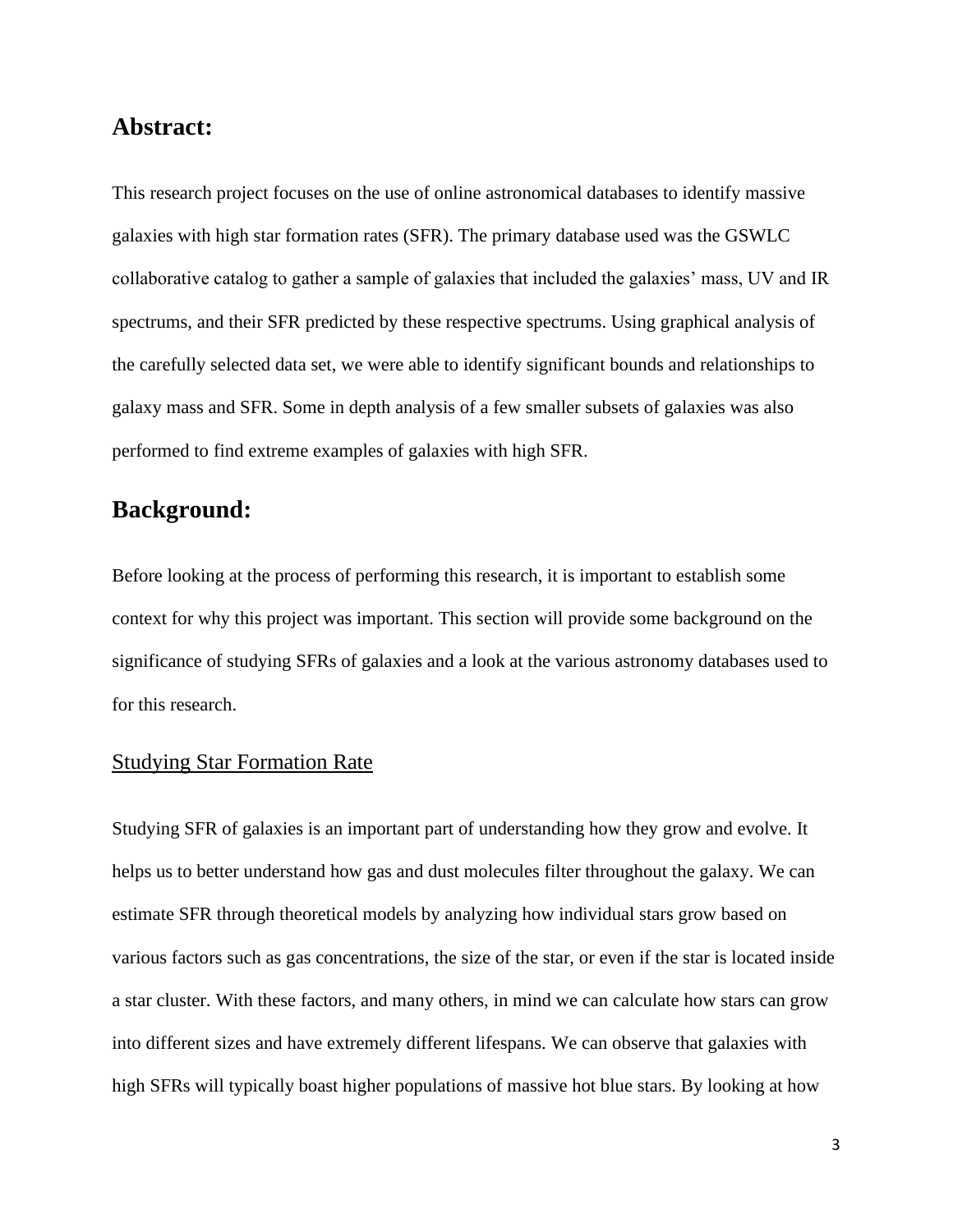## Abstract:

This research project focuses on the use of online astronomical databases to identify massive galaxies with high star formation rates (SFR). The primary database used was the GSWLC collaborative catalog to gather a sample of galaxies that included the galaxies' mass, UV and IR spectrums, and their SFR predicted by these respective spectrums. Using graphical analysis of the carefully selected data set, we were able to identify significant bounds and relationships to galaxy mass and SFR. Some in depth analysis of a few smaller subsets of galaxies was also performed to find extreme examples of galaxies with high SFR.

## Background:

Before looking at the process of performing this research, it is important to establish some context for why this project was important. This section will provide some background on the significance of studying SFRs of galaxies and a look at the various astronomy databases used to for this research.

### Studying Star Formation Rate

Studying SFR of galaxies is an important part of understanding how they grow and evolve. It helps us to better understand how gas and dust molecules filter throughout the galaxy. We can estimate SFR through theoretical models by analyzing how individual stars grow based on various factors such as gas concentrations, the size of the star, or even if the star is located inside a star cluster. With these factors, and many others, in mind we can calculate how stars can grow into different sizes and have extremely different lifespans. We can observe that galaxies with high SFRs will typically boast higher populations of massive hot blue stars. By looking at how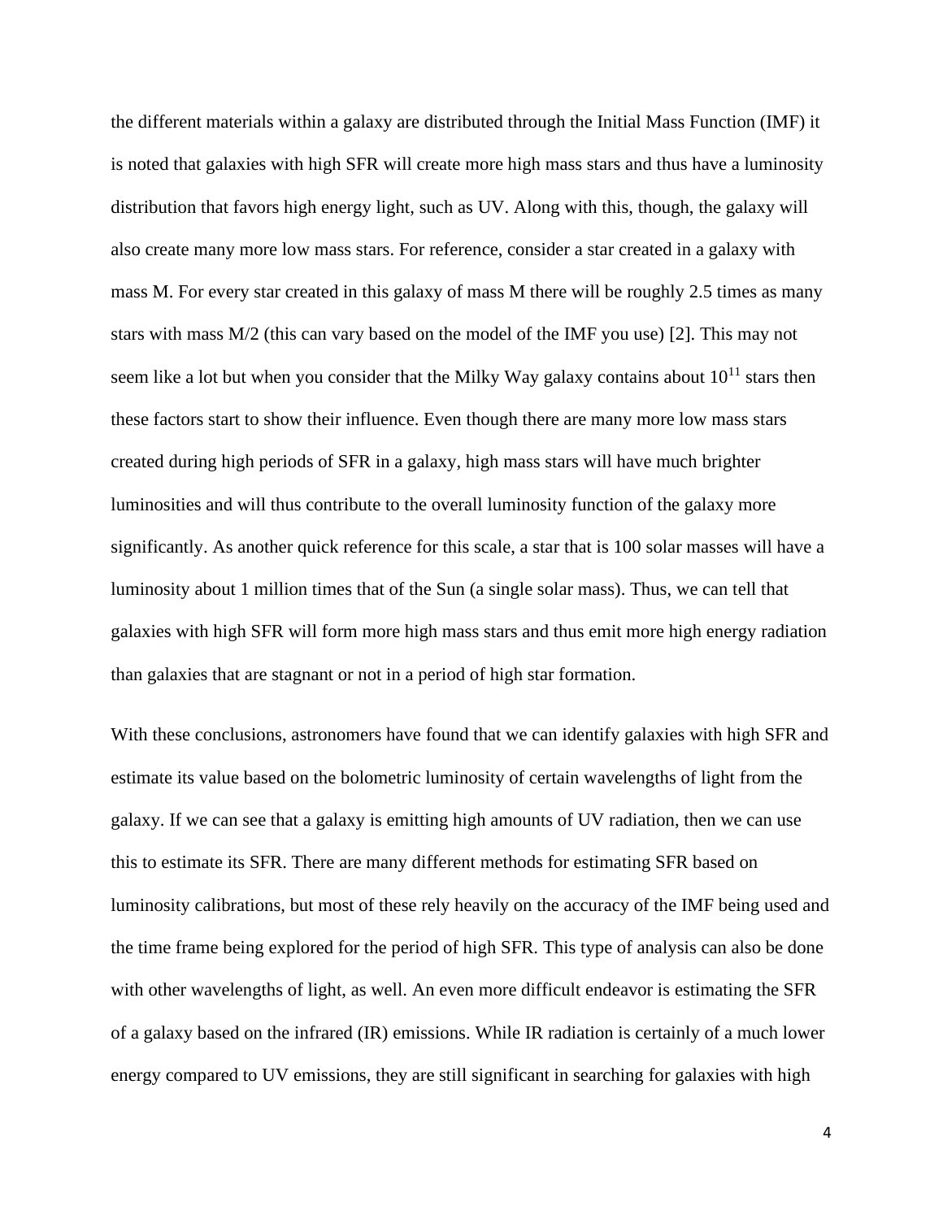the different materials within a galaxy are distributed through the Initial Mass Function (IMF) it is noted that galaxies with high SFR will create more high mass stars and thus have a luminosity distribution that favors high energy light, such as UV. Along with this, though, the galaxy will also create many more low mass stars. For reference, consider a star created in a galaxy with mass M. For every star created in this galaxy of mass M there will be roughly 2.5 times as many stars with mass M/2 (this can vary based on the model of the IMF you use) [2]. This may not seem like a lot but when you consider that the Milky Way galaxy contains about $10^{11}$ stars then these factors start to show their influence. Even though there are many more low mass stars created during high periods of SFR in a galaxy, high mass stars will have much brighter luminosities and will thus contribute to the overall luminosity function of the galaxy more significantly. As another quick reference for this scale, a star that is 100 solar masses will have a luminosity about 1 million times that of the Sun (a single solar mass). Thus, we can tell that galaxies with high SFR will form more high mass stars and thus emit more high energy radiation than galaxies that are stagnant or not in a period of high star formation.

With these conclusions, astronomers have found that we can identify galaxies with high SFR and estimate its value based on the bolometric luminosity of certain wavelengths of light from the galaxy. If we can see that a galaxy is emitting high amounts of UV radiation, then we can use this to estimate its SFR. There are many different methods for estimating SFR based on luminosity calibrations, but most of these rely heavily on the accuracy of the IMF being used and the time frame being explored for the period of high SFR. This type of analysis can also be done with other wavelengths of light, as well. An even more difficult endeavor is estimating the SFR of a galaxy based on the infrared (IR) emissions. While IR radiation is certainly of a much lower energy compared to UV emissions, they are still significant in searching for galaxies with high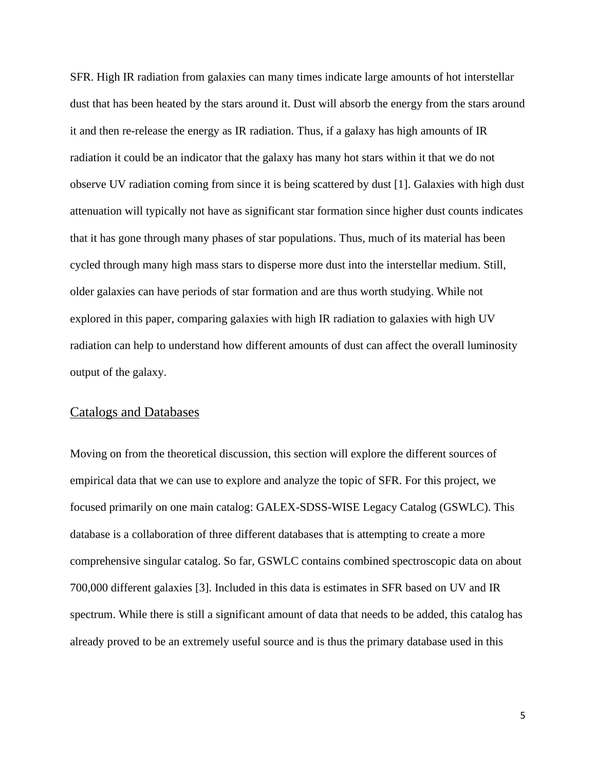SFR. High IR radiation from galaxies can many times indicate large amounts of hot interstellar dust that has been heated by the stars around it. Dust will absorb the energy from the stars around it and then re-release the energy as IR radiation. Thus, if a galaxy has high amounts of IR radiation it could be an indicator that the galaxy has many hot stars within it that we do not observe UV radiation coming from since it is being scattered by dust [1]. Galaxies with high dust attenuation will typically not have as significant star formation since higher dust counts indicates that it has gone through many phases of star populations. Thus, much of its material has been cycled through many high mass stars to disperse more dust into the interstellar medium. Still, older galaxies can have periods of star formation and are thus worth studying. While not explored in this paper, comparing galaxies with high IR radiation to galaxies with high UV radiation can help to understand how different amounts of dust can affect the overall luminosity output of the galaxy.

## Catalogs and Databases

Moving on from the theoretical discussion, this section will explore the different sources of empirical data that we can use to explore and analyze the topic of SFR. For this project, we focused primarily on one main catalog: GALEX-SDSS-WISE Legacy Catalog (GSWLC). This database is a collaboration of three different databases that is attempting to create a more comprehensive singular catalog. So far, GSWLC contains combined spectroscopic data on about 700,000 different galaxies [3]. Included in this data is estimates in SFR based on UV and IR spectrum. While there is still a significant amount of data that needs to be added, this catalog has already proved to be an extremely useful source and is thus the primary database used in this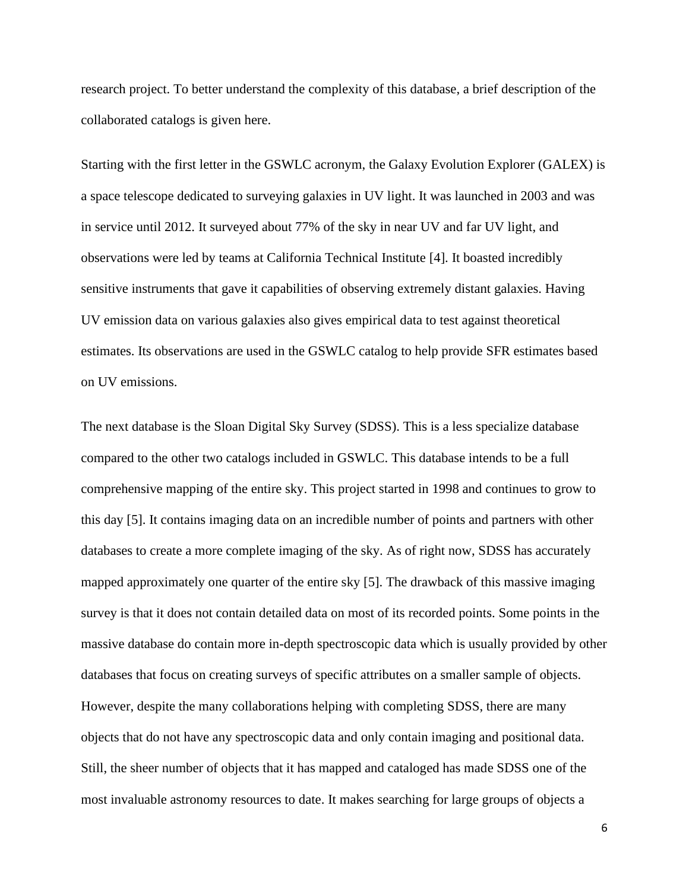research project. To better understand the complexity of this database, a brief description of the collaborated catalogs is given here.

Starting with the first letter in the GSWLC acronym, the Galaxy Evolution Explorer (GALEX) is a space telescope dedicated to surveying galaxies in UV light. It was launched in 2003 and was in service until 2012. It surveyed about 77% of the sky in near UV and far UV light, and observations were led by teams at California Technical Institute [4]. It boasted incredibly sensitive instruments that gave it capabilities of observing extremely distant galaxies. Having UV emission data on various galaxies also gives empirical data to test against theoretical estimates. Its observations are used in the GSWLC catalog to help provide SFR estimates based on UV emissions.

The next database is the Sloan Digital Sky Survey (SDSS). This is a less specialize database compared to the other two catalogs included in GSWLC. This database intends to be a full comprehensive mapping of the entire sky. This project started in 1998 and continues to grow to this day [5]. It contains imaging data on an incredible number of points and partners with other databases to create a more complete imaging of the sky. As of right now, SDSS has accurately mapped approximately one quarter of the entire sky [5]. The drawback of this massive imaging survey is that it does not contain detailed data on most of its recorded points. Some points in the massive database do contain more in-depth spectroscopic data which is usually provided by other databases that focus on creating surveys of specific attributes on a smaller sample of objects. However, despite the many collaborations helping with completing SDSS, there are many objects that do not have any spectroscopic data and only contain imaging and positional data. Still, the sheer number of objects that it has mapped and cataloged has made SDSS one of the most invaluable astronomy resources to date. It makes searching for large groups of objects a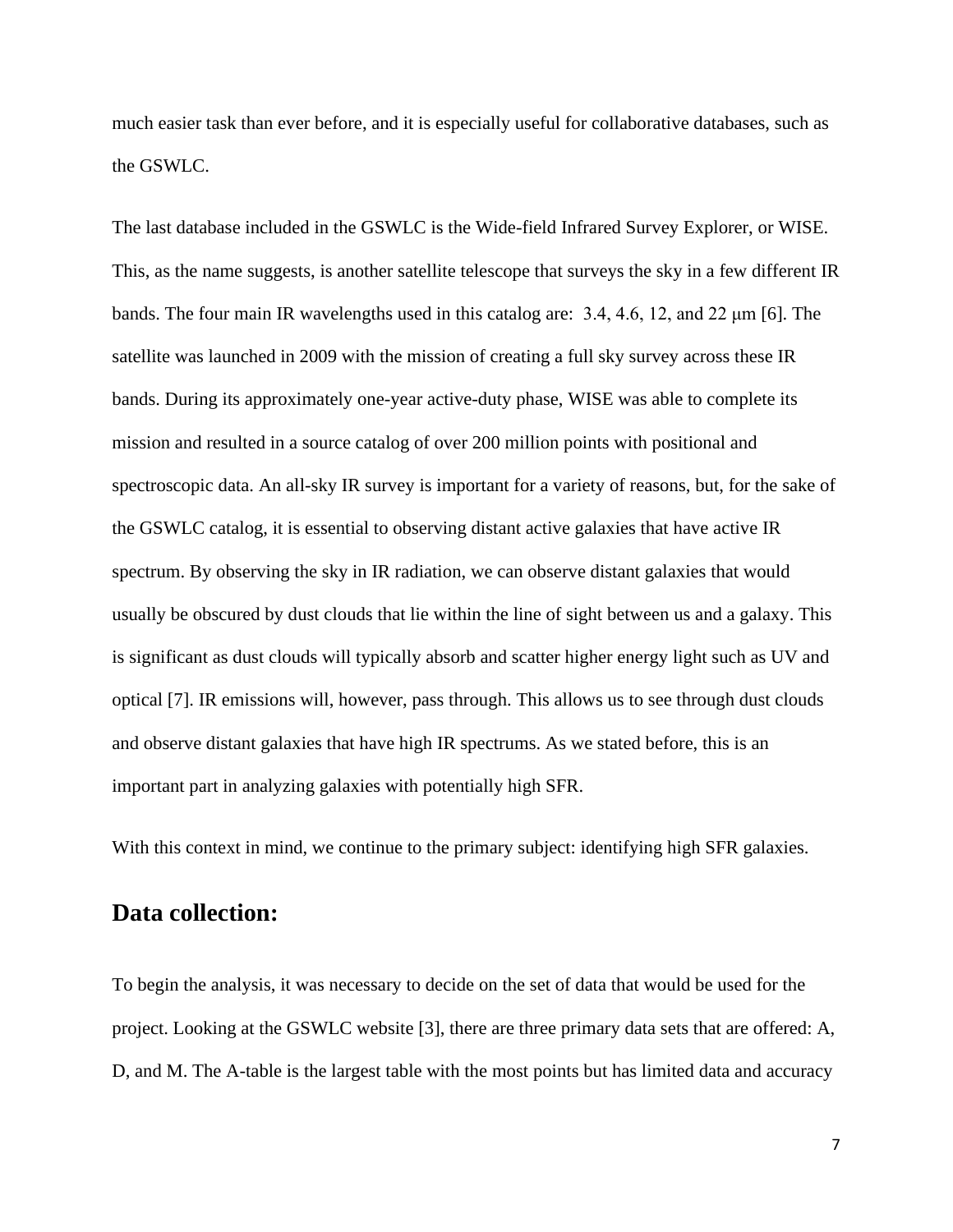much easier task than ever before, and it is especially useful for collaborative databases, such as the GSWLC.

The last database included in the GSWLC is the Wide-field Infrared Survey Explorer, or WISE. This, as the name suggests, is another satellite telescope that surveys the sky in a few different IR bands. The four main IR wavelengths used in this catalog are: 3.4, 4.6, 12, and 22 μm [6]. The satellite was launched in 2009 with the mission of creating a full sky survey across these IR bands. During its approximately one-year active-duty phase, WISE was able to complete its mission and resulted in a source catalog of over 200 million points with positional and spectroscopic data. An all-sky IR survey is important for a variety of reasons, but, for the sake of the GSWLC catalog, it is essential to observing distant active galaxies that have active IR spectrum. By observing the sky in IR radiation, we can observe distant galaxies that would usually be obscured by dust clouds that lie within the line of sight between us and a galaxy. This is significant as dust clouds will typically absorb and scatter higher energy light such as UV and optical [7]. IR emissions will, however, pass through. This allows us to see through dust clouds and observe distant galaxies that have high IR spectrums. As we stated before, this is an important part in analyzing galaxies with potentially high SFR.

With this context in mind, we continue to the primary subject: identifying high SFR galaxies.

## Data collection:

To begin the analysis, it was necessary to decide on the set of data that would be used for the project. Looking at the GSWLC website [3], there are three primary data sets that are offered: A, D, and M. The A-table is the largest table with the most points but has limited data and accuracy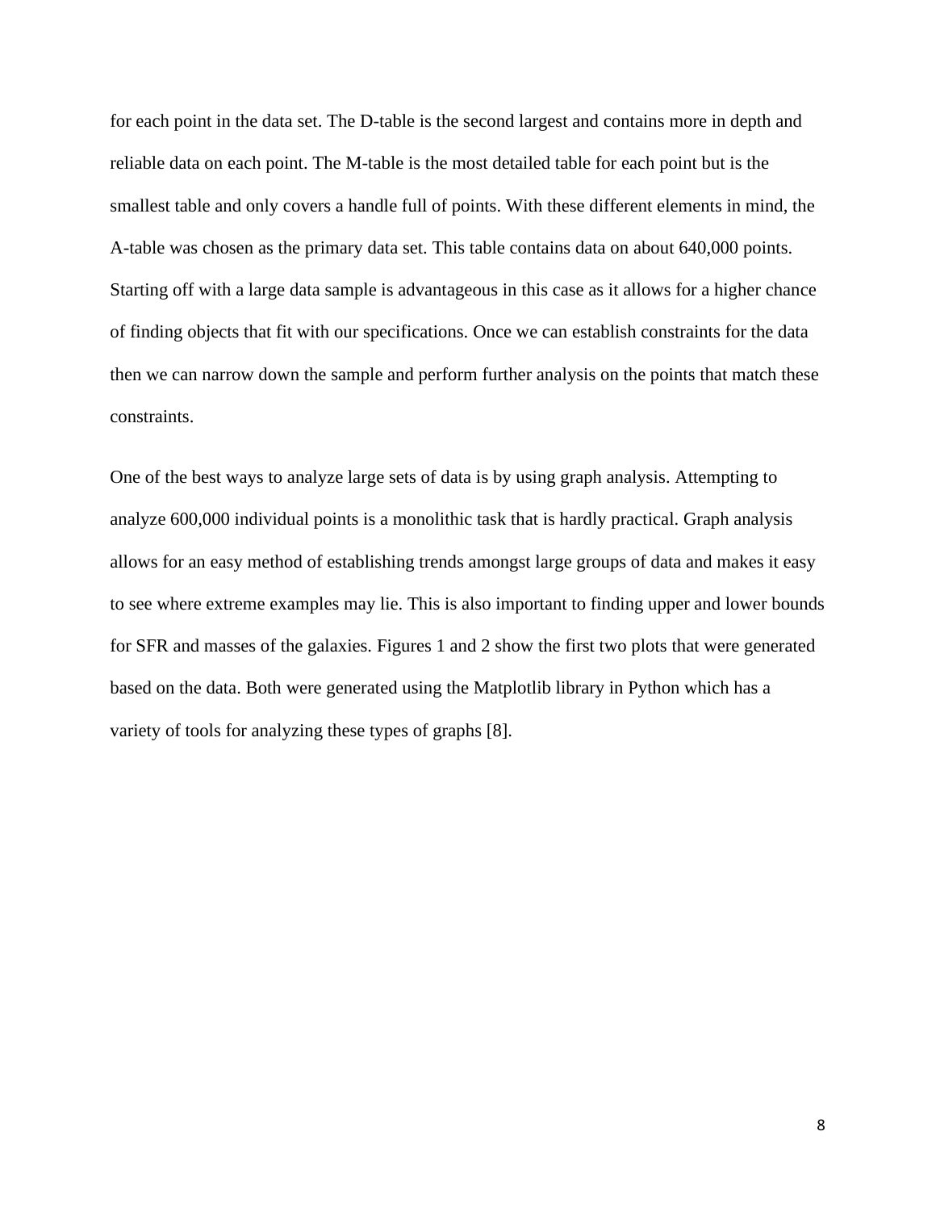for each point in the data set. The D-table is the second largest and contains more in depth and reliable data on each point. The M-table is the most detailed table for each point but is the smallest table and only covers a handle full of points. With these different elements in mind, the A-table was chosen as the primary data set. This table contains data on about 640,000 points. Starting off with a large data sample is advantageous in this case as it allows for a higher chance of finding objects that fit with our specifications. Once we can establish constraints for the data then we can narrow down the sample and perform further analysis on the points that match these constraints.

One of the best ways to analyze large sets of data is by using graph analysis. Attempting to analyze 600,000 individual points is a monolithic task that is hardly practical. Graph analysis allows for an easy method of establishing trends amongst large groups of data and makes it easy to see where extreme examples may lie. This is also important to finding upper and lower bounds for SFR and masses of the galaxies. Figures 1 and 2 show the first two plots that were generated based on the data. Both were generated using the Matplotlib library in Python which has a variety of tools for analyzing these types of graphs [8].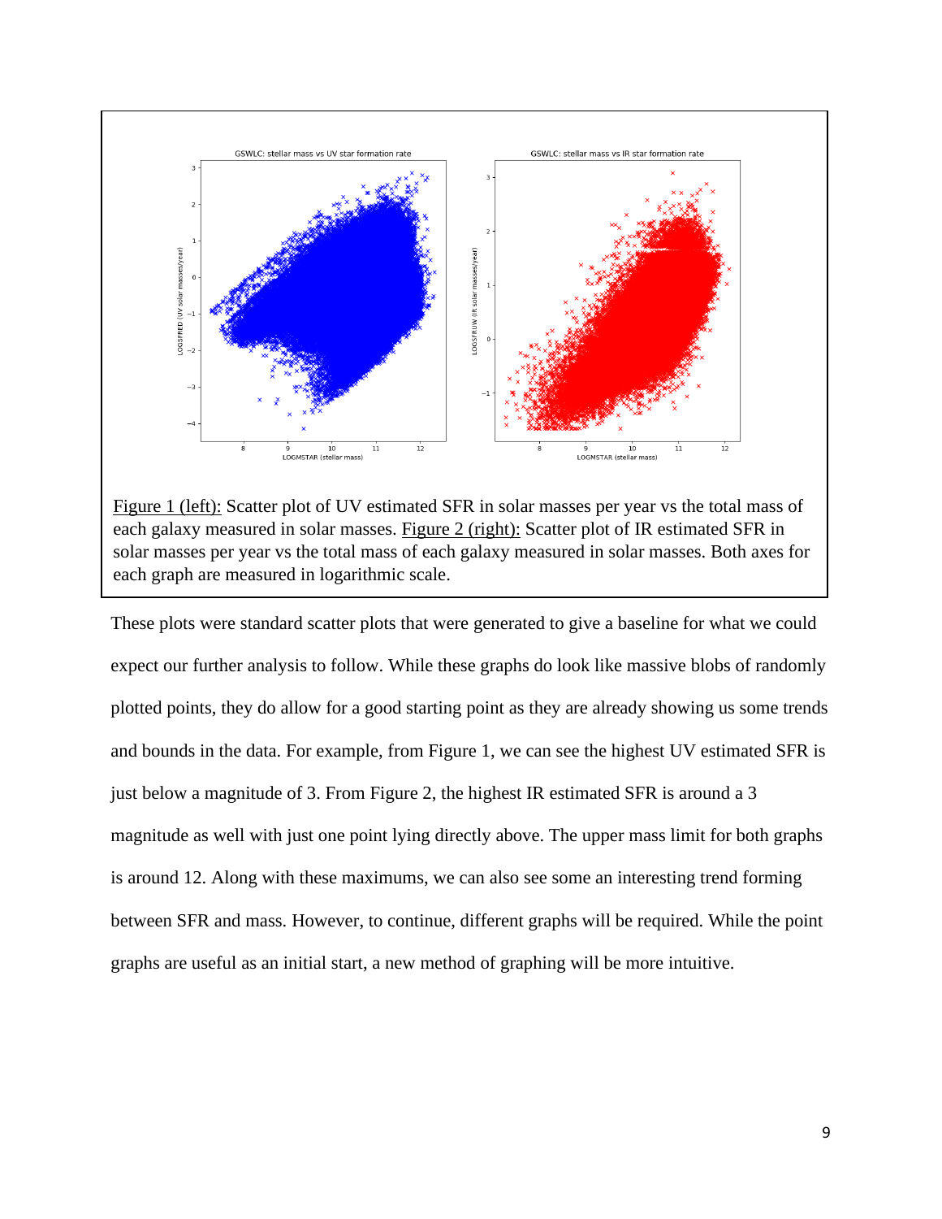Figure 1 (left): Scatter plot of UV estimated SFR in solar masses per year vs the total mass of each galaxy measured in solar masses. Figure 2 (right): Scatter plot of IR estimated SFR in solar masses per year vs the total mass of each galaxy measured in solar masses. Both axes for each graph are measured in logarithmic scale.

These plots were standard scatter plots that were generated to give a baseline for what we could expect our further analysis to follow. While these graphs do look like massive blobs of randomly plotted points, they do allow for a good starting point as they are already showing us some trends and bounds in the data. For example, from Figure 1, we can see the highest UV estimated SFR is just below a magnitude of 3. From Figure 2, the highest IR estimated SFR is around a 3 magnitude as well with just one point lying directly above. The upper mass limit for both graphs is around 12. Along with these maximums, we can also see some an interesting trend forming between SFR and mass. However, to continue, different graphs will be required. While the point graphs are useful as an initial start, a new method of graphing will be more intuitive.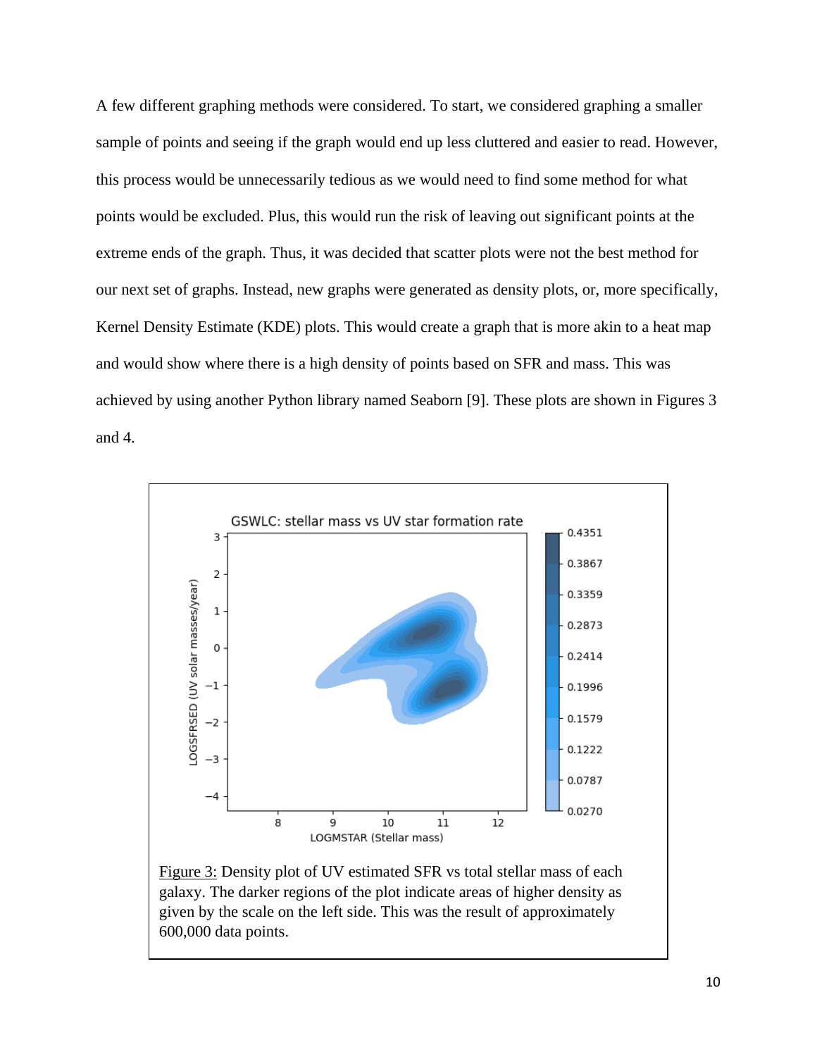A few different graphing methods were considered. To start, we considered graphing a smaller sample of points and seeing if the graph would end up less cluttered and easier to read. However, this process would be unnecessarily tedious as we would need to find some method for what points would be excluded. Plus, this would run the risk of leaving out significant points at the extreme ends of the graph. Thus, it was decided that scatter plots were not the best method for our next set of graphs. Instead, new graphs were generated as density plots, or, more specifically, Kernel Density Estimate (KDE) plots. This would create a graph that is more akin to a heat map and would show where there is a high density of points based on SFR and mass. This was achieved by using another Python library named Seaborn [9]. These plots are shown in Figures 3 and 4.

Figure 3: Density plot of UV estimated SFR vs total stellar mass of each galaxy. The darker regions of the plot indicate areas of higher density as given by the scale on the left side. This was the result of approximately 600,000 data points.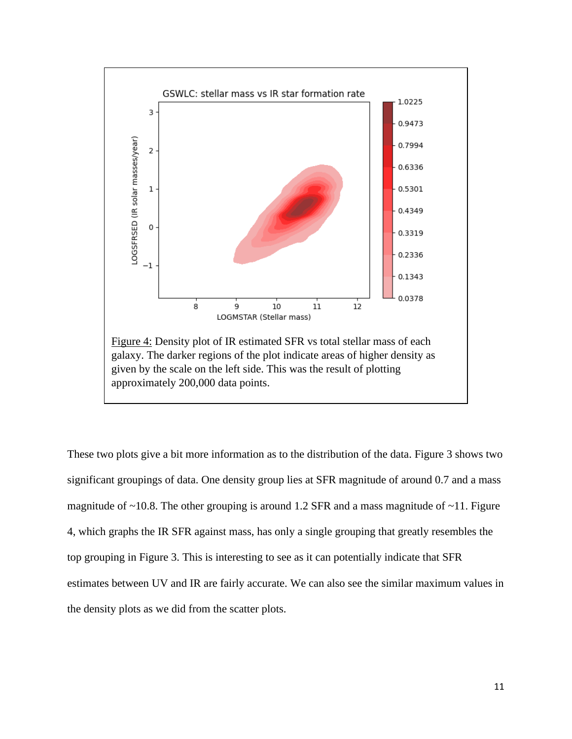Figure 4: Density plot of IR estimated SFR vs total stellar mass of each galaxy. The darker regions of the plot indicate areas of higher density as given by the scale on the left side. This was the result of plotting approximately 200,000 data points.

These two plots give a bit more information as to the distribution of the data. Figure 3 shows two significant groupings of data. One density group lies at SFR magnitude of around 0.7 and a mass magnitude of ~10.8. The other grouping is around 1.2 SFR and a mass magnitude of ~11. Figure 4, which graphs the IR SFR against mass, has only a single grouping that greatly resembles the top grouping in Figure 3. This is interesting to see as it can potentially indicate that SFR estimates between UV and IR are fairly accurate. We can also see the similar maximum values in the density plots as we did from the scatter plots.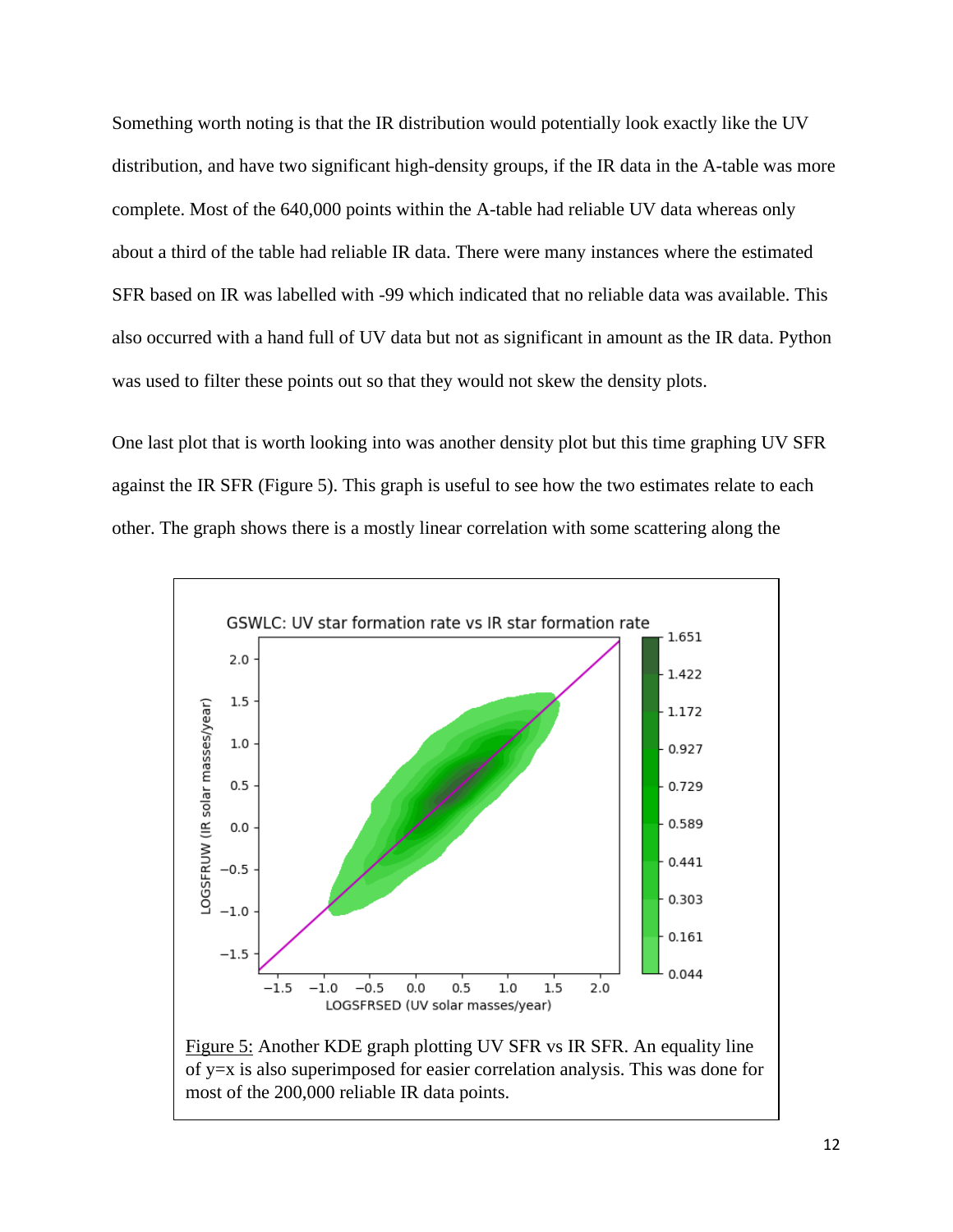Something worth noting is that the IR distribution would potentially look exactly like the UV distribution, and have two significant high-density groups, if the IR data in the A-table was more complete. Most of the 640,000 points within the A-table had reliable UV data whereas only about a third of the table had reliable IR data. There were many instances where the estimated SFR based on IR was labelled with -99 which indicated that no reliable data was available. This also occurred with a hand full of UV data but not as significant in amount as the IR data. Python was used to filter these points out so that they would not skew the density plots.

One last plot that is worth looking into was another density plot but this time graphing UV SFR against the IR SFR (Figure 5). This graph is useful to see how the two estimates relate to each other. The graph shows there is a mostly linear correlation with some scattering along the

Figure 5: Another KDE graph plotting UV SFR vs IR SFR. An equality line of y=x is also superimposed for easier correlation analysis. This was done for most of the 200,000 reliable IR data points.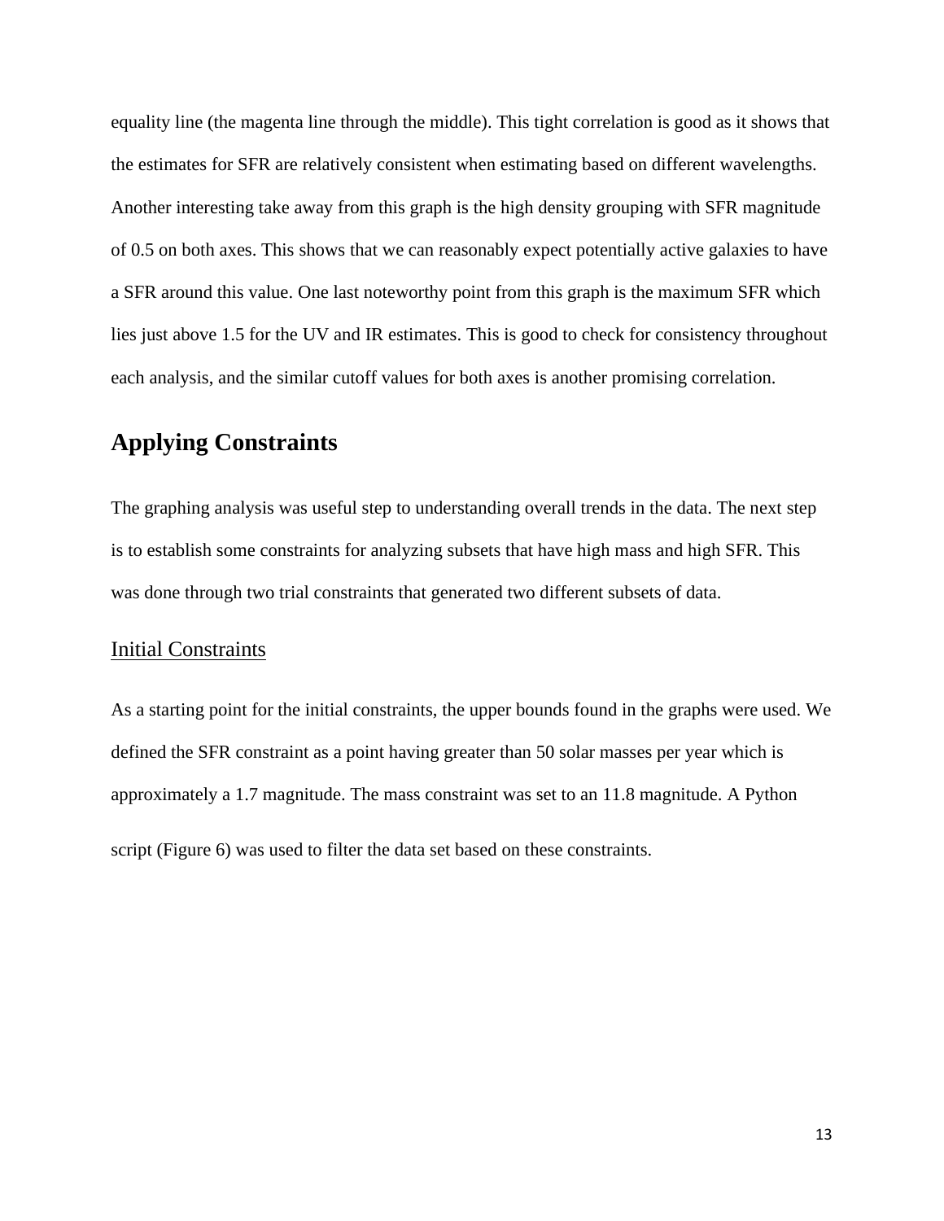equality line (the magenta line through the middle). This tight correlation is good as it shows that the estimates for SFR are relatively consistent when estimating based on different wavelengths. Another interesting take away from this graph is the high density grouping with SFR magnitude of 0.5 on both axes. This shows that we can reasonably expect potentially active galaxies to have a SFR around this value. One last noteworthy point from this graph is the maximum SFR which lies just above 1.5 for the UV and IR estimates. This is good to check for consistency throughout each analysis, and the similar cutoff values for both axes is another promising correlation.

## Applying Constraints

The graphing analysis was useful step to understanding overall trends in the data. The next step is to establish some constraints for analyzing subsets that have high mass and high SFR. This was done through two trial constraints that generated two different subsets of data.

### Initial Constraints

As a starting point for the initial constraints, the upper bounds found in the graphs were used. We defined the SFR constraint as a point having greater than 50 solar masses per year which is approximately a 1.7 magnitude. The mass constraint was set to an 11.8 magnitude. A Python script (Figure 6) was used to filter the data set based on these constraints.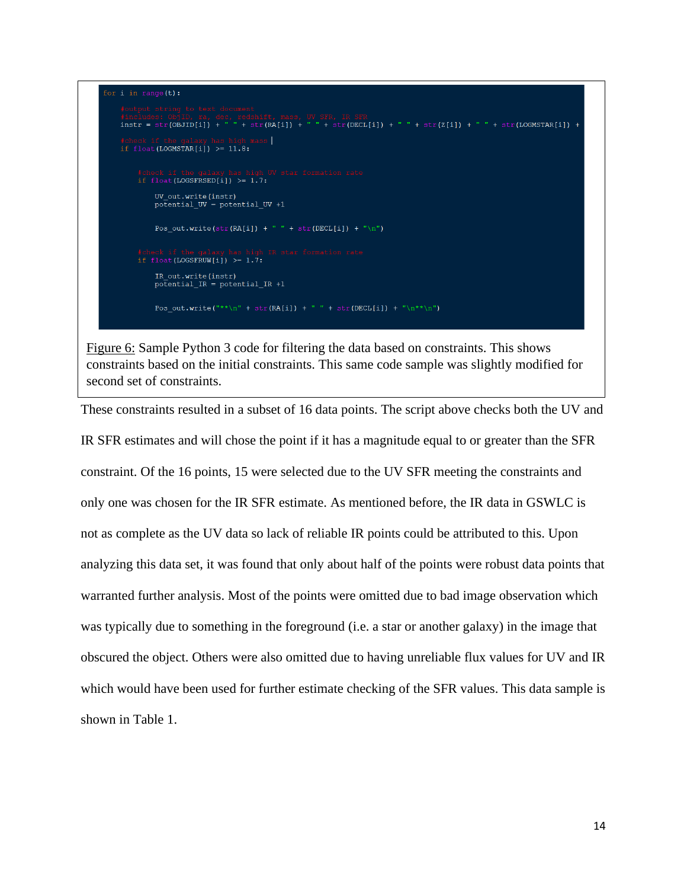```python
for i in range(t):

    #output string to text document
    #includes: ObjID, ra, dec, redshift, mass, UV SFR, IR SFR
    instr = str(OBJID[i]) + " " + str(RA[i]) + " " + str(DECL[i]) + " " + str(Z[i]) + " " + str(LOGMSTAR[i]) +

    #check if the galaxy has high mass
    if float(LOGMSTAR[i]) >= 11.8:


        #check if the galaxy has high UV star formation rate
        if float(LOGSFRSED[i]) >= 1.7:

            UV_out.write(instr)
            potential_UV = potential_UV +1


            Pos_out.write(str(RA[i]) + " " + str(DECL[i]) + "\n")

        #check if the galaxy has high IR star formation rate
        if float(LOGSFRUW[i]) >= 1.7:

            IR_out.write(instr)
            potential_IR = potential_IR +1


            Pos_out.write("**\n" + str(RA[i]) + " " + str(DECL[i]) + "\n**\n")
```

Figure 6: Sample Python 3 code for filtering the data based on constraints. This shows constraints based on the initial constraints. This same code sample was slightly modified for second set of constraints.

These constraints resulted in a subset of 16 data points. The script above checks both the UV and IR SFR estimates and will chose the point if it has a magnitude equal to or greater than the SFR constraint. Of the 16 points, 15 were selected due to the UV SFR meeting the constraints and only one was chosen for the IR SFR estimate. As mentioned before, the IR data in GSWLC is not as complete as the UV data so lack of reliable IR points could be attributed to this. Upon analyzing this data set, it was found that only about half of the points were robust data points that warranted further analysis. Most of the points were omitted due to bad image observation which was typically due to something in the foreground (i.e. a star or another galaxy) in the image that obscured the object. Others were also omitted due to having unreliable flux values for UV and IR which would have been used for further estimate checking of the SFR values. This data sample is shown in Table 1.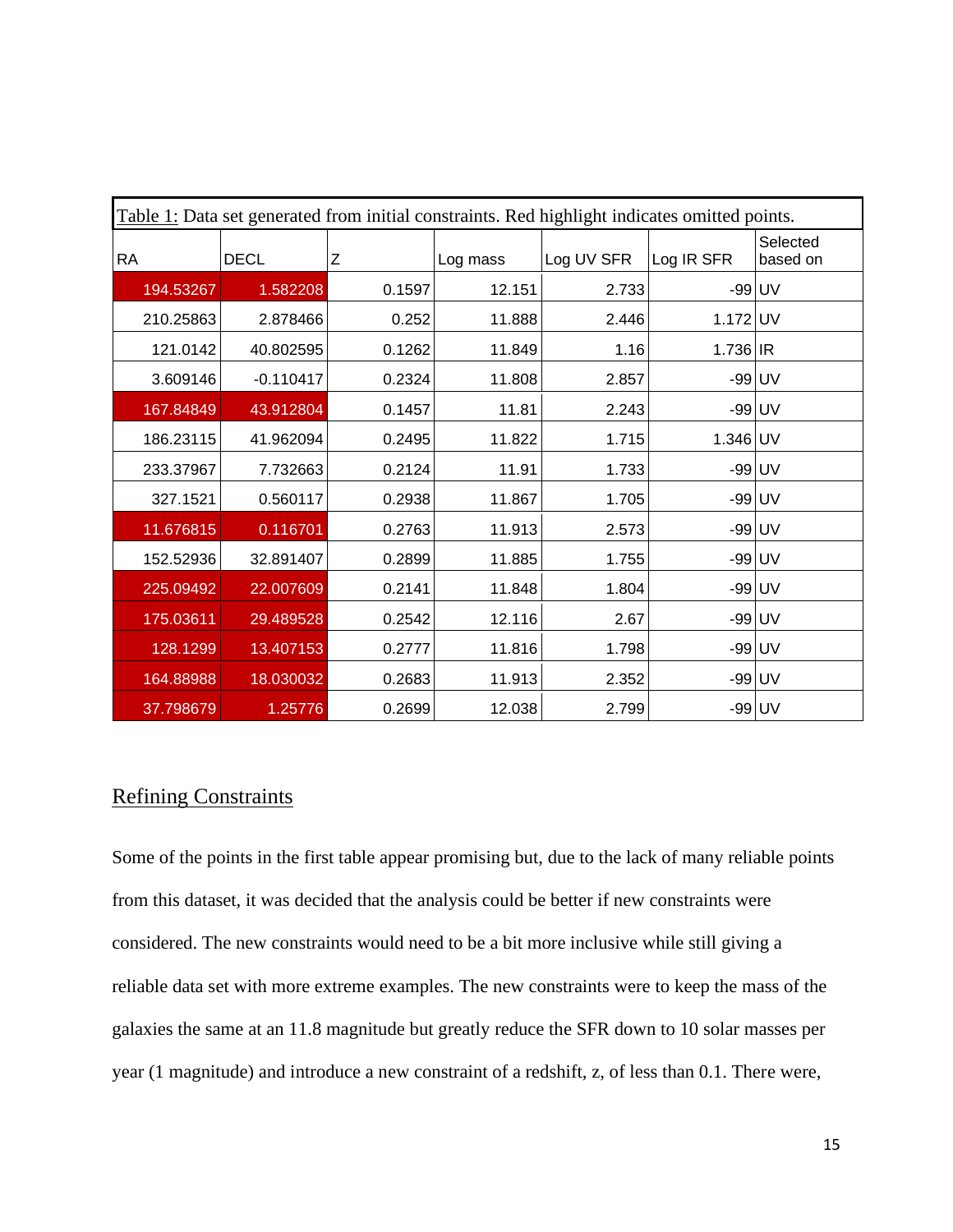Table 1: Data set generated from initial constraints. Red highlight indicates omitted points.

| RA | DECL | Z | Log mass | Log UV SFR | Log IR SFR | Selected based on |
|---|---|---|---|---|---|---|
| 194.53267 | 1.582208 | 0.1597 | 12.151 | 2.733 | -99 | UV |
| 210.25863 | 2.878466 | 0.252 | 11.888 | 2.446 | 1.172 | UV |
| 121.0142 | 40.802595 | 0.1262 | 11.849 | 1.16 | 1.736 | IR |
| 3.609146 | -0.110417 | 0.2324 | 11.808 | 2.857 | -99 | UV |
| 167.84849 | 43.912804 | 0.1457 | 11.81 | 2.243 | -99 | UV |
| 186.23115 | 41.962094 | 0.2495 | 11.822 | 1.715 | 1.346 | UV |
| 233.37967 | 7.732663 | 0.2124 | 11.91 | 1.733 | -99 | UV |
| 327.1521 | 0.560117 | 0.2938 | 11.867 | 1.705 | -99 | UV |
| 11.676815 | 0.116701 | 0.2763 | 11.913 | 2.573 | -99 | UV |
| 152.52936 | 32.891407 | 0.2899 | 11.885 | 1.755 | -99 | UV |
| 225.09492 | 22.007609 | 0.2141 | 11.848 | 1.804 | -99 | UV |
| 175.03611 | 29.489528 | 0.2542 | 12.116 | 2.67 | -99 | UV |
| 128.1299 | 13.407153 | 0.2777 | 11.816 | 1.798 | -99 | UV |
| 164.88988 | 18.030032 | 0.2683 | 11.913 | 2.352 | -99 | UV |
| 37.798679 | 1.25776 | 0.2699 | 12.038 | 2.799 | -99 | UV |

## Refining Constraints

Some of the points in the first table appear promising but, due to the lack of many reliable points from this dataset, it was decided that the analysis could be better if new constraints were considered. The new constraints would need to be a bit more inclusive while still giving a reliable data set with more extreme examples. The new constraints were to keep the mass of the galaxies the same at an 11.8 magnitude but greatly reduce the SFR down to 10 solar masses per year (1 magnitude) and introduce a new constraint of a redshift, z, of less than 0.1. There were,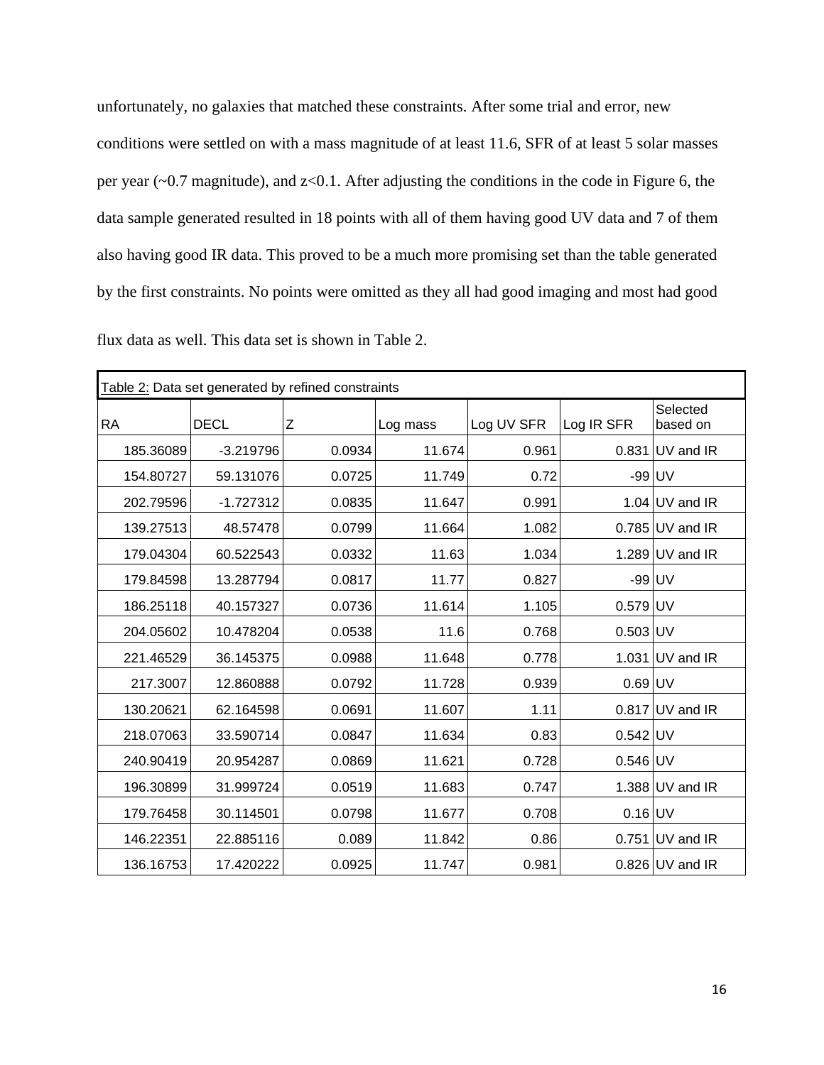unfortunately, no galaxies that matched these constraints. After some trial and error, new conditions were settled on with a mass magnitude of at least 11.6, SFR of at least 5 solar masses per year (~0.7 magnitude), and z<0.1. After adjusting the conditions in the code in Figure 6, the data sample generated resulted in 18 points with all of them having good UV data and 7 of them also having good IR data. This proved to be a much more promising set than the table generated by the first constraints. No points were omitted as they all had good imaging and most had good flux data as well. This data set is shown in Table 2.

Table 2: Data set generated by refined constraints

| RA | DECL | Z | Log mass | Log UV SFR | Log IR SFR | Selected based on |
|---|---|---|---|---|---|---|
| 185.36089 | -3.219796 | 0.0934 | 11.674 | 0.961 | 0.831 | UV and IR |
| 154.80727 | 59.131076 | 0.0725 | 11.749 | 0.72 | -99 | UV |
| 202.79596 | -1.727312 | 0.0835 | 11.647 | 0.991 | 1.04 | UV and IR |
| 139.27513 | 48.57478 | 0.0799 | 11.664 | 1.082 | 0.785 | UV and IR |
| 179.04304 | 60.522543 | 0.0332 | 11.63 | 1.034 | 1.289 | UV and IR |
| 179.84598 | 13.287794 | 0.0817 | 11.77 | 0.827 | -99 | UV |
| 186.25118 | 40.157327 | 0.0736 | 11.614 | 1.105 | 0.579 | UV |
| 204.05602 | 10.478204 | 0.0538 | 11.6 | 0.768 | 0.503 | UV |
| 221.46529 | 36.145375 | 0.0988 | 11.648 | 0.778 | 1.031 | UV and IR |
| 217.3007 | 12.860888 | 0.0792 | 11.728 | 0.939 | 0.69 | UV |
| 130.20621 | 62.164598 | 0.0691 | 11.607 | 1.11 | 0.817 | UV and IR |
| 218.07063 | 33.590714 | 0.0847 | 11.634 | 0.83 | 0.542 | UV |
| 240.90419 | 20.954287 | 0.0869 | 11.621 | 0.728 | 0.546 | UV |
| 196.30899 | 31.999724 | 0.0519 | 11.683 | 0.747 | 1.388 | UV and IR |
| 179.76458 | 30.114501 | 0.0798 | 11.677 | 0.708 | 0.16 | UV |
| 146.22351 | 22.885116 | 0.089 | 11.842 | 0.86 | 0.751 | UV and IR |
| 136.16753 | 17.420222 | 0.0925 | 11.747 | 0.981 | 0.826 | UV and IR |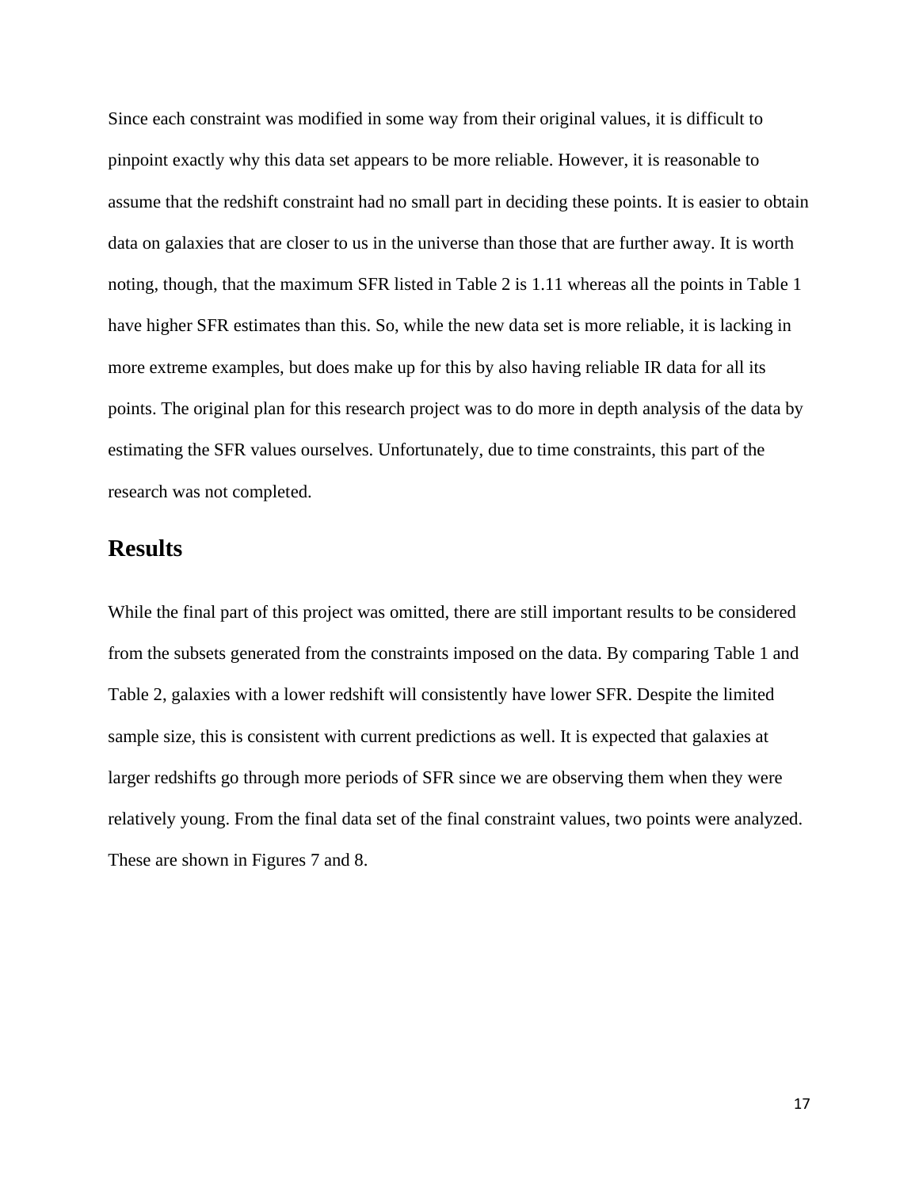Since each constraint was modified in some way from their original values, it is difficult to pinpoint exactly why this data set appears to be more reliable. However, it is reasonable to assume that the redshift constraint had no small part in deciding these points. It is easier to obtain data on galaxies that are closer to us in the universe than those that are further away. It is worth noting, though, that the maximum SFR listed in Table 2 is 1.11 whereas all the points in Table 1 have higher SFR estimates than this. So, while the new data set is more reliable, it is lacking in more extreme examples, but does make up for this by also having reliable IR data for all its points. The original plan for this research project was to do more in depth analysis of the data by estimating the SFR values ourselves. Unfortunately, due to time constraints, this part of the research was not completed.

## Results

While the final part of this project was omitted, there are still important results to be considered from the subsets generated from the constraints imposed on the data. By comparing Table 1 and Table 2, galaxies with a lower redshift will consistently have lower SFR. Despite the limited sample size, this is consistent with current predictions as well. It is expected that galaxies at larger redshifts go through more periods of SFR since we are observing them when they were relatively young. From the final data set of the final constraint values, two points were analyzed. These are shown in Figures 7 and 8.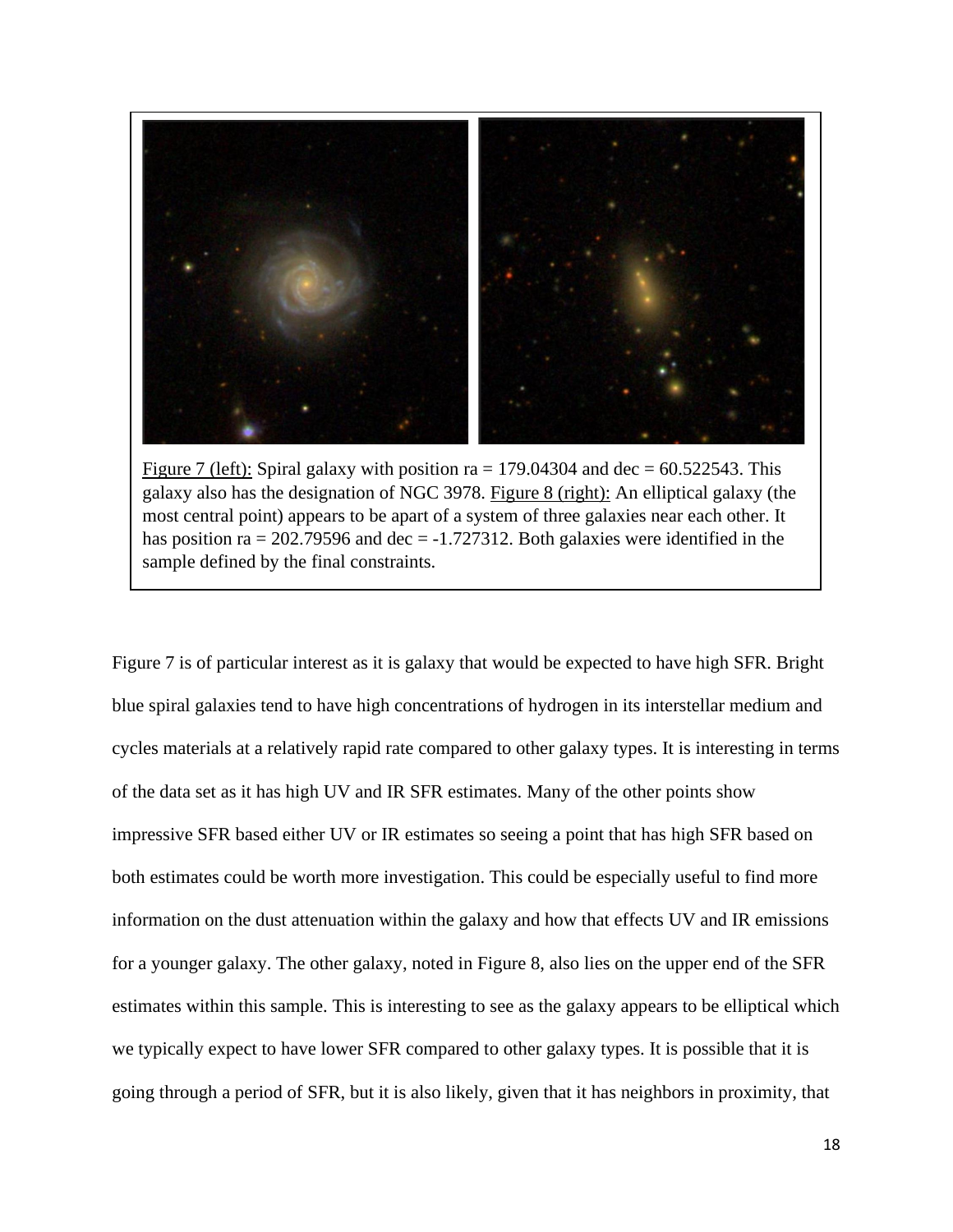Figure 7 (left): Spiral galaxy with position ra = 179.04304 and dec = 60.522543. This galaxy also has the designation of NGC 3978. Figure 8 (right): An elliptical galaxy (the most central point) appears to be apart of a system of three galaxies near each other. It has position ra = 202.79596 and dec = -1.727312. Both galaxies were identified in the sample defined by the final constraints.

Figure 7 is of particular interest as it is galaxy that would be expected to have high SFR. Bright blue spiral galaxies tend to have high concentrations of hydrogen in its interstellar medium and cycles materials at a relatively rapid rate compared to other galaxy types. It is interesting in terms of the data set as it has high UV and IR SFR estimates. Many of the other points show impressive SFR based either UV or IR estimates so seeing a point that has high SFR based on both estimates could be worth more investigation. This could be especially useful to find more information on the dust attenuation within the galaxy and how that effects UV and IR emissions for a younger galaxy. The other galaxy, noted in Figure 8, also lies on the upper end of the SFR estimates within this sample. This is interesting to see as the galaxy appears to be elliptical which we typically expect to have lower SFR compared to other galaxy types. It is possible that it is going through a period of SFR, but it is also likely, given that it has neighbors in proximity, that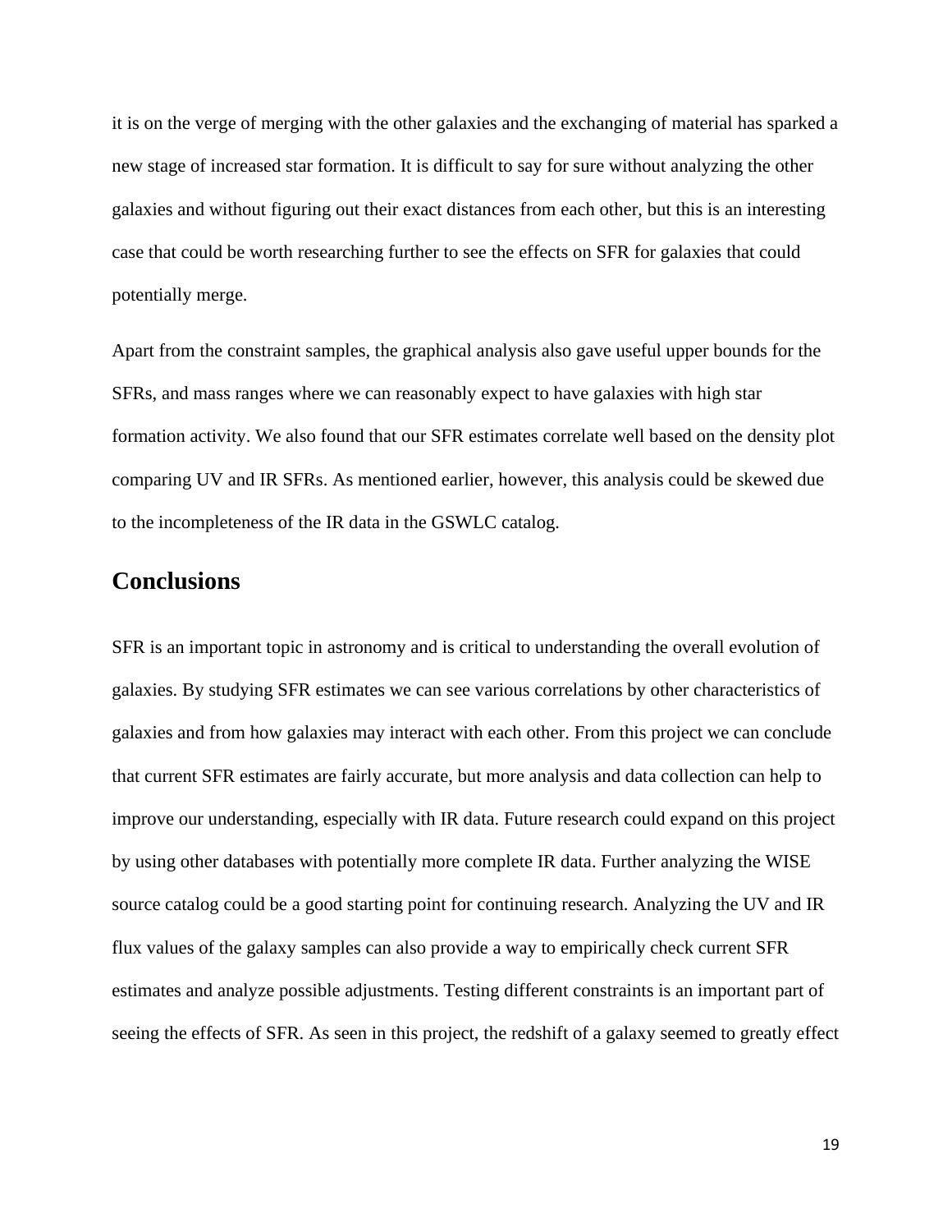it is on the verge of merging with the other galaxies and the exchanging of material has sparked a new stage of increased star formation. It is difficult to say for sure without analyzing the other galaxies and without figuring out their exact distances from each other, but this is an interesting case that could be worth researching further to see the effects on SFR for galaxies that could potentially merge.

Apart from the constraint samples, the graphical analysis also gave useful upper bounds for the SFRs, and mass ranges where we can reasonably expect to have galaxies with high star formation activity. We also found that our SFR estimates correlate well based on the density plot comparing UV and IR SFRs. As mentioned earlier, however, this analysis could be skewed due to the incompleteness of the IR data in the GSWLC catalog.

## Conclusions

SFR is an important topic in astronomy and is critical to understanding the overall evolution of galaxies. By studying SFR estimates we can see various correlations by other characteristics of galaxies and from how galaxies may interact with each other. From this project we can conclude that current SFR estimates are fairly accurate, but more analysis and data collection can help to improve our understanding, especially with IR data. Future research could expand on this project by using other databases with potentially more complete IR data. Further analyzing the WISE source catalog could be a good starting point for continuing research. Analyzing the UV and IR flux values of the galaxy samples can also provide a way to empirically check current SFR estimates and analyze possible adjustments. Testing different constraints is an important part of seeing the effects of SFR. As seen in this project, the redshift of a galaxy seemed to greatly effect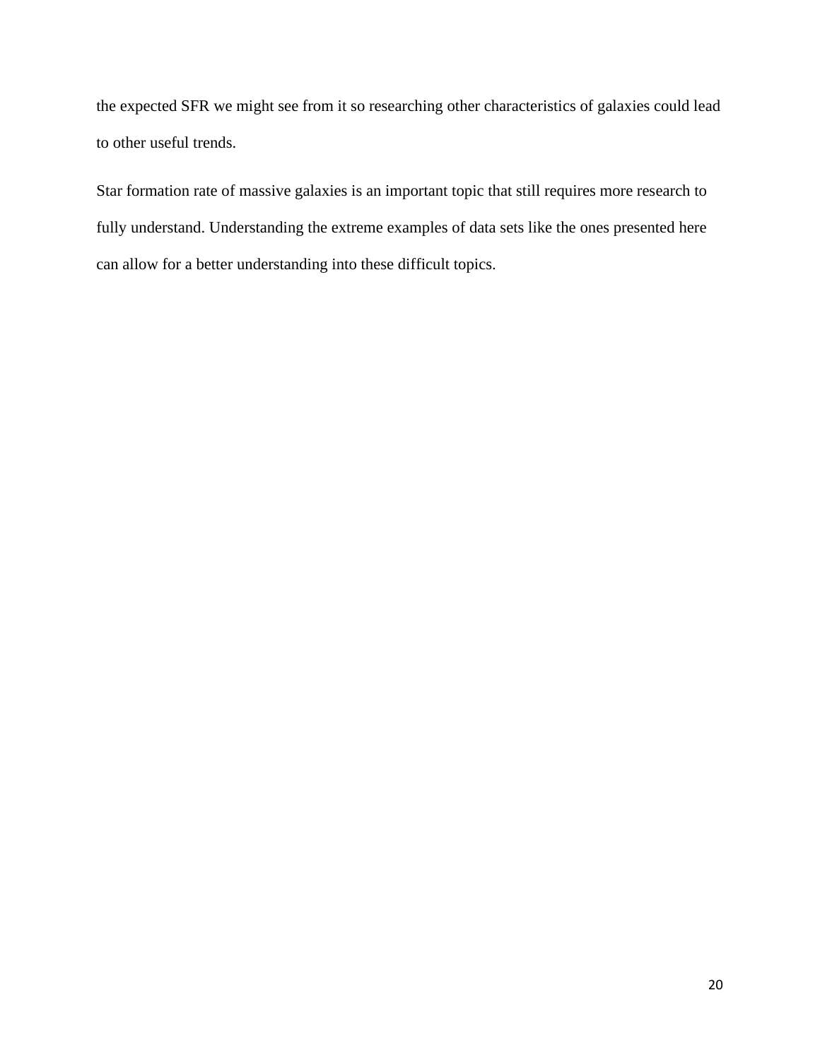the expected SFR we might see from it so researching other characteristics of galaxies could lead to other useful trends.

Star formation rate of massive galaxies is an important topic that still requires more research to fully understand. Understanding the extreme examples of data sets like the ones presented here can allow for a better understanding into these difficult topics.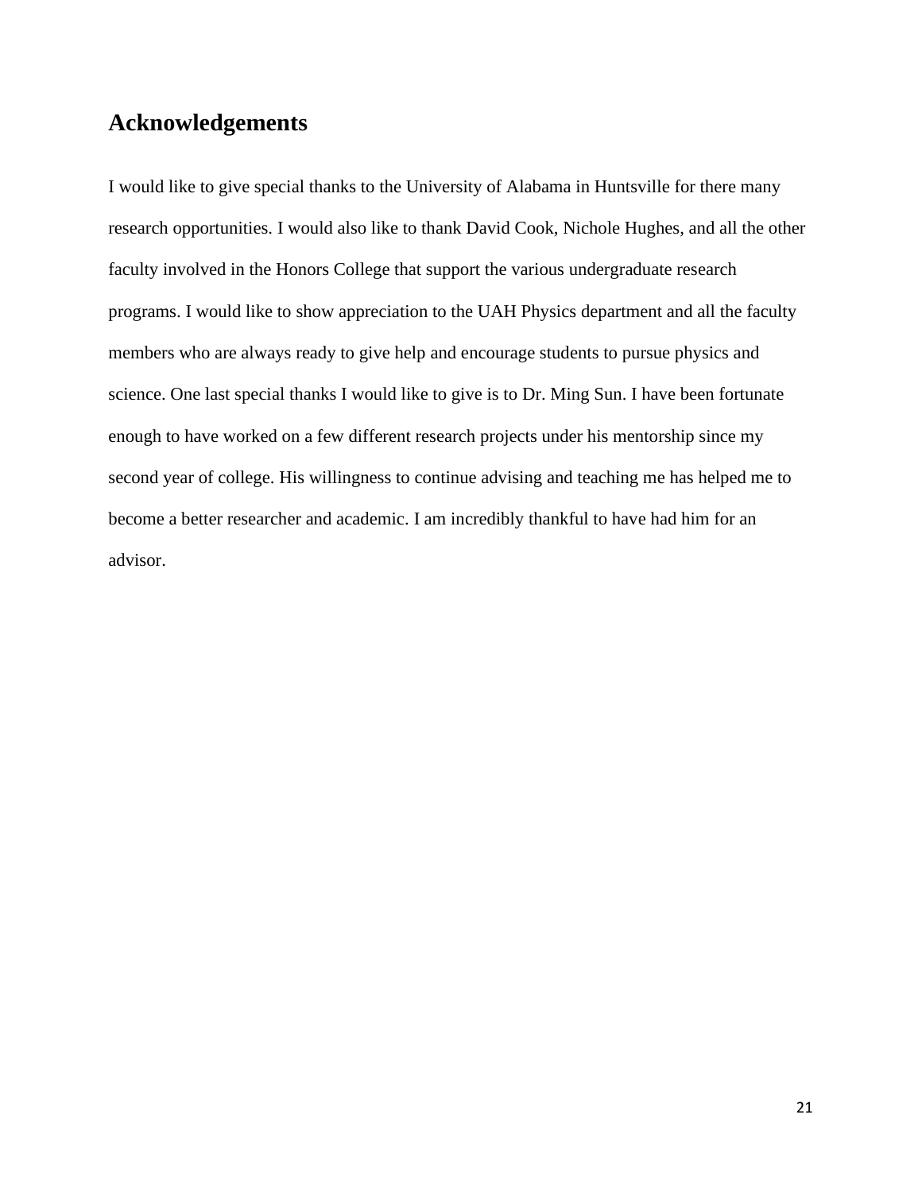## Acknowledgements

I would like to give special thanks to the University of Alabama in Huntsville for there many research opportunities. I would also like to thank David Cook, Nichole Hughes, and all the other faculty involved in the Honors College that support the various undergraduate research programs. I would like to show appreciation to the UAH Physics department and all the faculty members who are always ready to give help and encourage students to pursue physics and science. One last special thanks I would like to give is to Dr. Ming Sun. I have been fortunate enough to have worked on a few different research projects under his mentorship since my second year of college. His willingness to continue advising and teaching me has helped me to become a better researcher and academic. I am incredibly thankful to have had him for an advisor.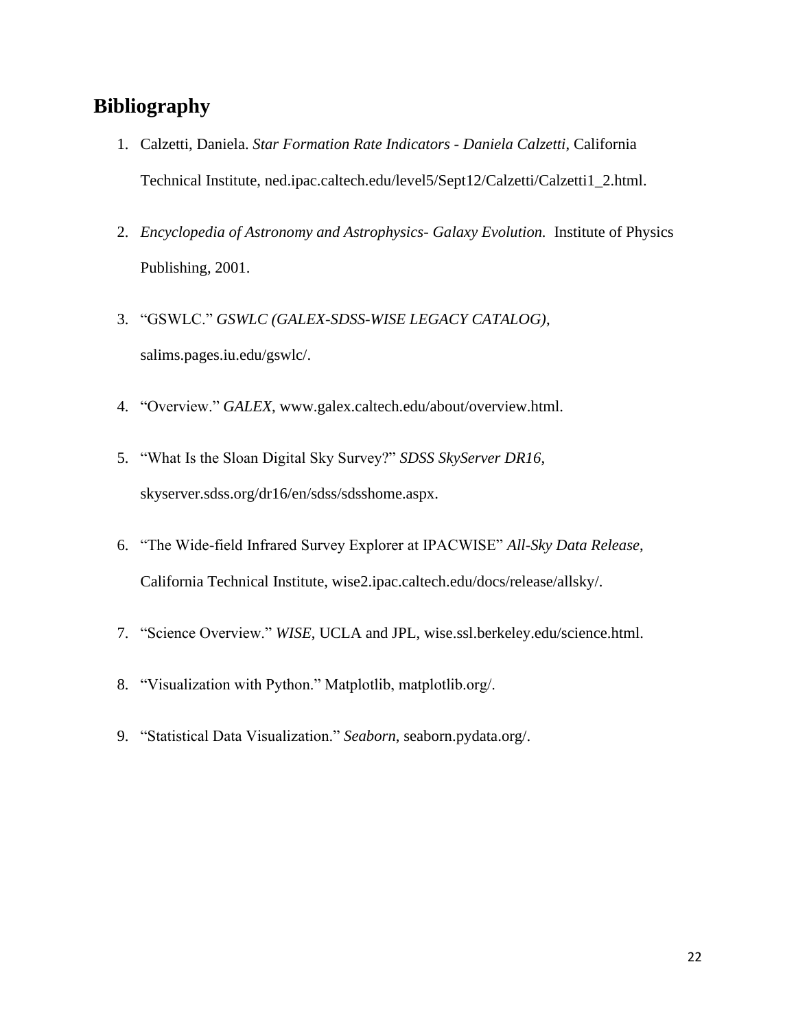## Bibliography

1. Calzetti, Daniela. *Star Formation Rate Indicators - Daniela Calzetti*, California Technical Institute, ned.ipac.caltech.edu/level5/Sept12/Calzetti/Calzetti1_2.html.
2. *Encyclopedia of Astronomy and Astrophysics- Galaxy Evolution.* Institute of Physics Publishing, 2001.
3. "GSWLC." *GSWLC (GALEX-SDSS-WISE LEGACY CATALOG)*, salims.pages.iu.edu/gswlc/.
4. "Overview." *GALEX*, www.galex.caltech.edu/about/overview.html.
5. "What Is the Sloan Digital Sky Survey?" *SDSS SkyServer DR16*, skyserver.sdss.org/dr16/en/sdss/sdsshome.aspx.
6. "The Wide-field Infrared Survey Explorer at IPACWISE" *All-Sky Data Release*, California Technical Institute, wise2.ipac.caltech.edu/docs/release/allsky/.
7. "Science Overview." *WISE*, UCLA and JPL, wise.ssl.berkeley.edu/science.html.
8. "Visualization with Python." Matplotlib, matplotlib.org/.
9. "Statistical Data Visualization." *Seaborn*, seaborn.pydata.org/.